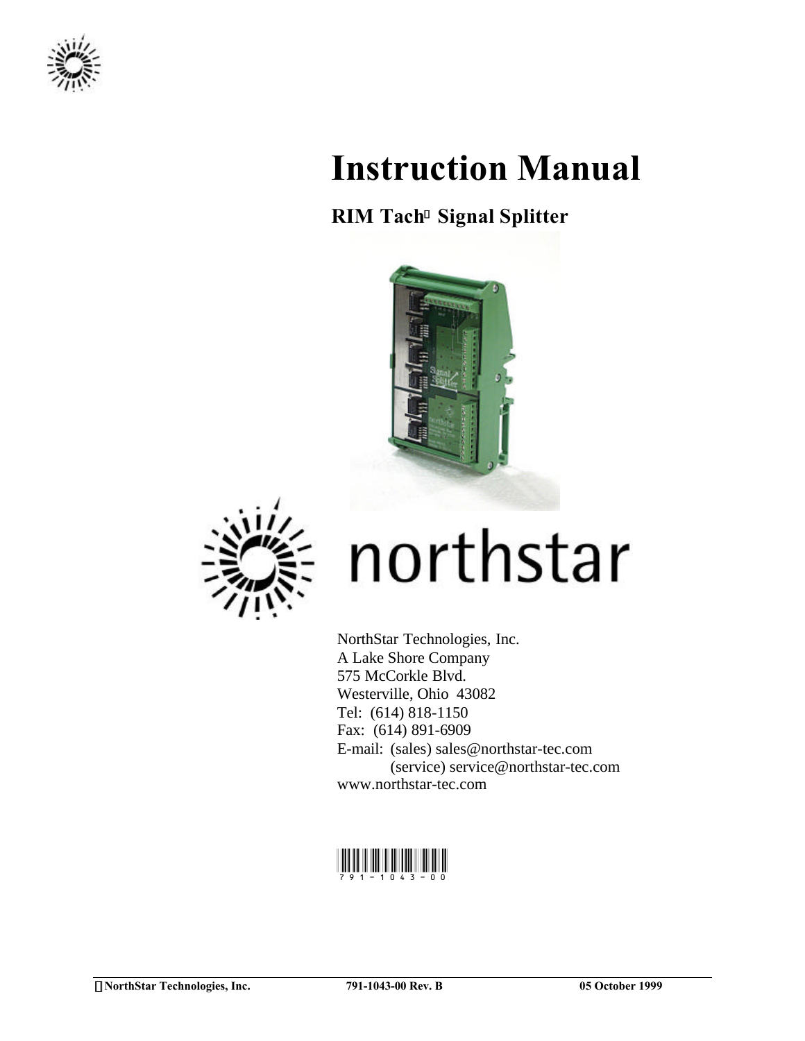# Instruction Manual

## RIM Tach Signal Splitter

northstar

NorthStar Technologies, Inc.
A Lake Shore Company
575 McCorkle Blvd.
Westerville, Ohio 43082
Tel: (614) 818-1150
Fax: (614) 891-6909
E-mail: (sales) sales@northstar-tec.com
(service) service@northstar-tec.com
www.northstar-tec.com

7 9 1 - 1 0 4 3 - 0 0

NorthStar Technologies, Inc. 791-1043-00 Rev. B 05 October 1999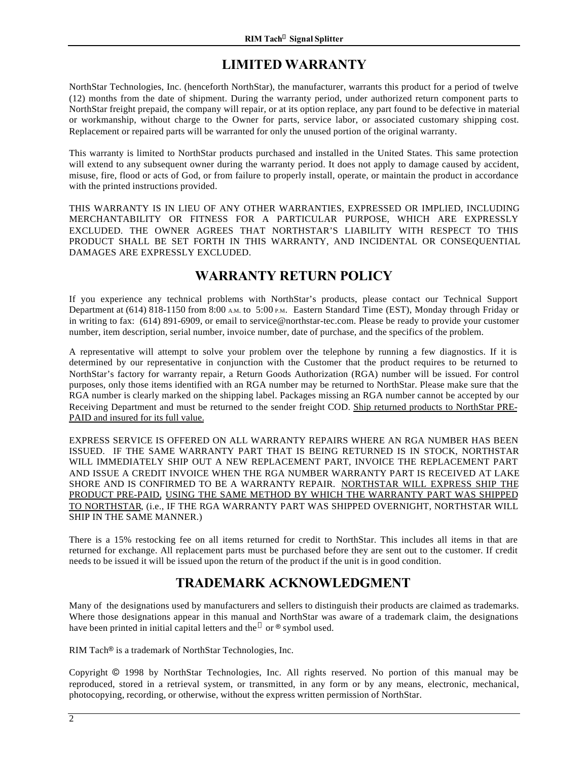# LIMITED WARRANTY

NorthStar Technologies, Inc. (henceforth NorthStar), the manufacturer, warrants this product for a period of twelve (12) months from the date of shipment. During the warranty period, under authorized return component parts to NorthStar freight prepaid, the company will repair, or at its option replace, any part found to be defective in material or workmanship, without charge to the Owner for parts, service labor, or associated customary shipping cost. Replacement or repaired parts will be warranted for only the unused portion of the original warranty.

This warranty is limited to NorthStar products purchased and installed in the United States. This same protection will extend to any subsequent owner during the warranty period. It does not apply to damage caused by accident, misuse, fire, flood or acts of God, or from failure to properly install, operate, or maintain the product in accordance with the printed instructions provided.

THIS WARRANTY IS IN LIEU OF ANY OTHER WARRANTIES, EXPRESSED OR IMPLIED, INCLUDING MERCHANTABILITY OR FITNESS FOR A PARTICULAR PURPOSE, WHICH ARE EXPRESSLY EXCLUDED. THE OWNER AGREES THAT NORTHSTAR'S LIABILITY WITH RESPECT TO THIS PRODUCT SHALL BE SET FORTH IN THIS WARRANTY, AND INCIDENTAL OR CONSEQUENTIAL DAMAGES ARE EXPRESSLY EXCLUDED.

# WARRANTY RETURN POLICY

If you experience any technical problems with NorthStar's products, please contact our Technical Support Department at (614) 818-1150 from 8:00 A.M. to 5:00 P.M. Eastern Standard Time (EST), Monday through Friday or in writing to fax: (614) 891-6909, or email to service@northstar-tec.com. Please be ready to provide your customer number, item description, serial number, invoice number, date of purchase, and the specifics of the problem.

A representative will attempt to solve your problem over the telephone by running a few diagnostics. If it is determined by our representative in conjunction with the Customer that the product requires to be returned to NorthStar's factory for warranty repair, a Return Goods Authorization (RGA) number will be issued. For control purposes, only those items identified with an RGA number may be returned to NorthStar. Please make sure that the RGA number is clearly marked on the shipping label. Packages missing an RGA number cannot be accepted by our Receiving Department and must be returned to the sender freight COD. Ship returned products to NorthStar PRE-PAID and insured for its full value.

EXPRESS SERVICE IS OFFERED ON ALL WARRANTY REPAIRS WHERE AN RGA NUMBER HAS BEEN ISSUED. IF THE SAME WARRANTY PART THAT IS BEING RETURNED IS IN STOCK, NORTHSTAR WILL IMMEDIATELY SHIP OUT A NEW REPLACEMENT PART, INVOICE THE REPLACEMENT PART AND ISSUE A CREDIT INVOICE WHEN THE RGA NUMBER WARRANTY PART IS RECEIVED AT LAKE SHORE AND IS CONFIRMED TO BE A WARRANTY REPAIR. NORTHSTAR WILL EXPRESS SHIP THE PRODUCT PRE-PAID, USING THE SAME METHOD BY WHICH THE WARRANTY PART WAS SHIPPED TO NORTHSTAR, (i.e., IF THE RGA WARRANTY PART WAS SHIPPED OVERNIGHT, NORTHSTAR WILL SHIP IN THE SAME MANNER.)

There is a 15% restocking fee on all items returned for credit to NorthStar. This includes all items in that are returned for exchange. All replacement parts must be purchased before they are sent out to the customer. If credit needs to be issued it will be issued upon the return of the product if the unit is in good condition.

# TRADEMARK ACKNOWLEDGMENT

Many of the designations used by manufacturers and sellers to distinguish their products are claimed as trademarks. Where those designations appear in this manual and NorthStar was aware of a trademark claim, the designations have been printed in initial capital letters and the ™ or ® symbol used.

RIM Tach® is a trademark of NorthStar Technologies, Inc.

Copyright © 1998 by NorthStar Technologies, Inc. All rights reserved. No portion of this manual may be reproduced, stored in a retrieval system, or transmitted, in any form or by any means, electronic, mechanical, photocopying, recording, or otherwise, without the express written permission of NorthStar.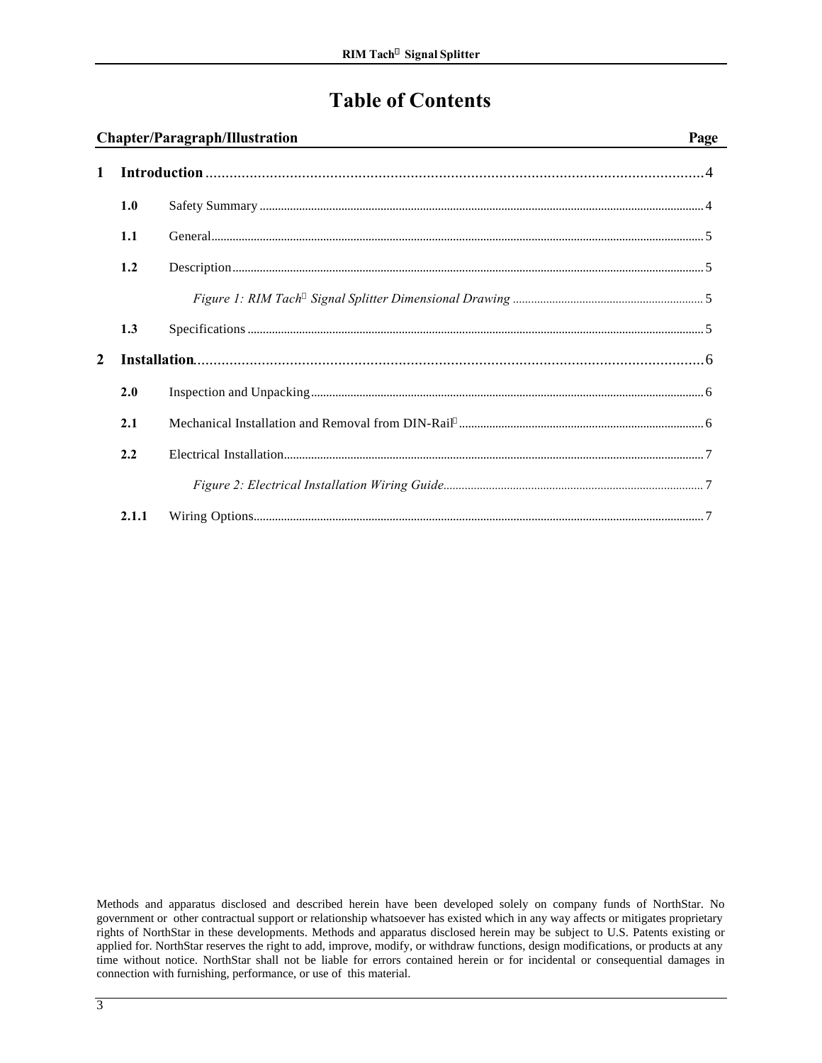# Table of Contents

| Chapter/Paragraph/Illustration | | Page |
|---|---|---|
| **1** | **Introduction** | 4 |
| **1.0** | Safety Summary | 4 |
| **1.1** | General | 5 |
| **1.2** | Description | 5 |
| | *Figure 1: RIM Tach Signal Splitter Dimensional Drawing* | 5 |
| **1.3** | Specifications | 5 |
| **2** | **Installation** | 6 |
| **2.0** | Inspection and Unpacking | 6 |
| **2.1** | Mechanical Installation and Removal from DIN-Rail | 6 |
| **2.2** | Electrical Installation | 7 |
| | *Figure 2: Electrical Installation Wiring Guide* | 7 |
| **2.1.1** | Wiring Options | 7 |

Methods and apparatus disclosed and described herein have been developed solely on company funds of NorthStar. No government or other contractual support or relationship whatsoever has existed which in any way affects or mitigates proprietary rights of NorthStar in these developments. Methods and apparatus disclosed herein may be subject to U.S. Patents existing or applied for. NorthStar reserves the right to add, improve, modify, or withdraw functions, design modifications, or products at any time without notice. NorthStar shall not be liable for errors contained herein or for incidental or consequential damages in connection with furnishing, performance, or use of this material.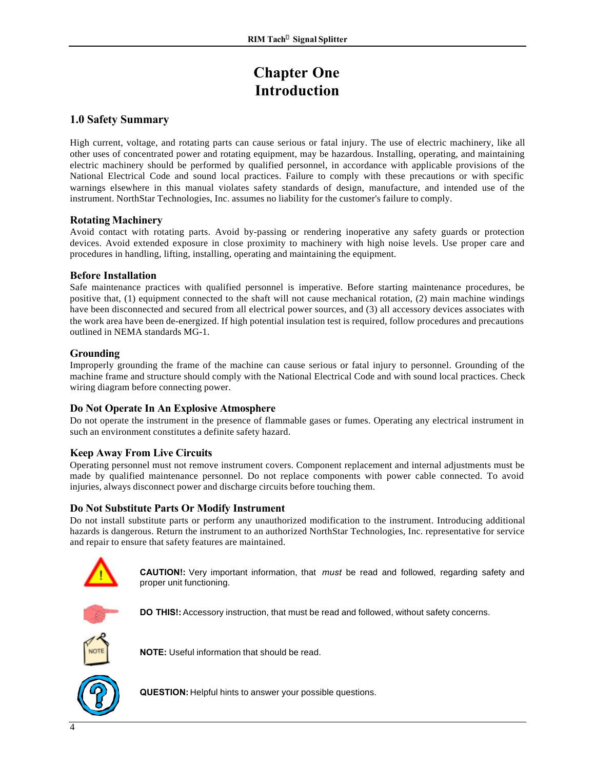# Chapter One
# Introduction

## 1.0 Safety Summary

High current, voltage, and rotating parts can cause serious or fatal injury. The use of electric machinery, like all other uses of concentrated power and rotating equipment, may be hazardous. Installing, operating, and maintaining electric machinery should be performed by qualified personnel, in accordance with applicable provisions of the National Electrical Code and sound local practices. Failure to comply with these precautions or with specific warnings elsewhere in this manual violates safety standards of design, manufacture, and intended use of the instrument. NorthStar Technologies, Inc. assumes no liability for the customer's failure to comply.

### Rotating Machinery

Avoid contact with rotating parts. Avoid by-passing or rendering inoperative any safety guards or protection devices. Avoid extended exposure in close proximity to machinery with high noise levels. Use proper care and procedures in handling, lifting, installing, operating and maintaining the equipment.

### Before Installation

Safe maintenance practices with qualified personnel is imperative. Before starting maintenance procedures, be positive that, (1) equipment connected to the shaft will not cause mechanical rotation, (2) main machine windings have been disconnected and secured from all electrical power sources, and (3) all accessory devices associates with the work area have been de-energized. If high potential insulation test is required, follow procedures and precautions outlined in NEMA standards MG-1.

### Grounding

Improperly grounding the frame of the machine can cause serious or fatal injury to personnel. Grounding of the machine frame and structure should comply with the National Electrical Code and with sound local practices. Check wiring diagram before connecting power.

### Do Not Operate In An Explosive Atmosphere

Do not operate the instrument in the presence of flammable gases or fumes. Operating any electrical instrument in such an environment constitutes a definite safety hazard.

### Keep Away From Live Circuits

Operating personnel must not remove instrument covers. Component replacement and internal adjustments must be made by qualified maintenance personnel. Do not replace components with power cable connected. To avoid injuries, always disconnect power and discharge circuits before touching them.

### Do Not Substitute Parts Or Modify Instrument

Do not install substitute parts or perform any unauthorized modification to the instrument. Introducing additional hazards is dangerous. Return the instrument to an authorized NorthStar Technologies, Inc. representative for service and repair to ensure that safety features are maintained.

**CAUTION!:** Very important information, that *must* be read and followed, regarding safety and proper unit functioning.

**DO THIS!:** Accessory instruction, that must be read and followed, without safety concerns.

**NOTE:** Useful information that should be read.

**QUESTION:** Helpful hints to answer your possible questions.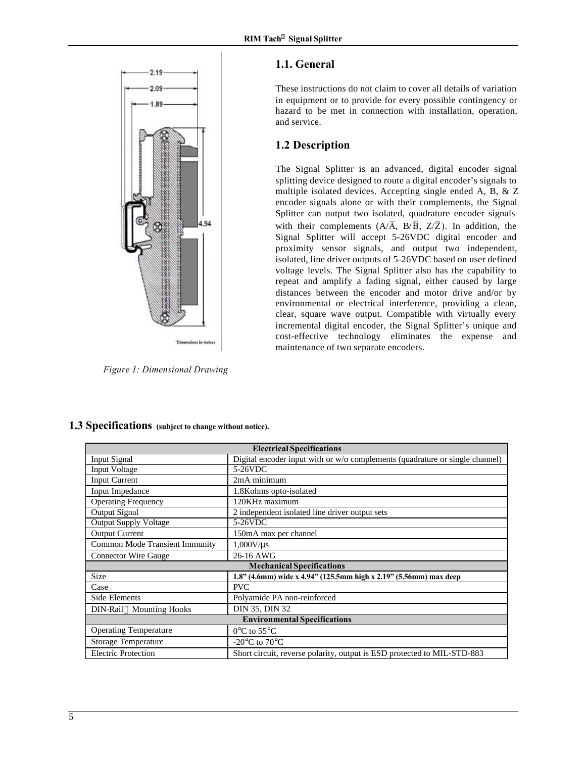Figure 1: Dimensional Drawing

2.19
2.09
1.89
4.94
*Dimensions in inches

## 1.1. General

These instructions do not claim to cover all details of variation in equipment or to provide for every possible contingency or hazard to be met in connection with installation, operation, and service.

## 1.2 Description

The Signal Splitter is an advanced, digital encoder signal splitting device designed to route a digital encoder's signals to multiple isolated devices. Accepting single ended A, B, & Z encoder signals alone or with their complements, the Signal Splitter can output two isolated, quadrature encoder signals with their complements ($A/\overline{A}$, $B/\overline{B}$, $Z/\overline{Z}$). In addition, the Signal Splitter will accept 5-26VDC digital encoder and proximity sensor signals, and output two independent, isolated, line driver outputs of 5-26VDC based on user defined voltage levels. The Signal Splitter also has the capability to repeat and amplify a fading signal, either caused by large distances between the encoder and motor drive and/or by environmental or electrical interference, providing a clean, clear, square wave output. Compatible with virtually every incremental digital encoder, the Signal Splitter's unique and cost-effective technology eliminates the expense and maintenance of two separate encoders.

## 1.3 Specifications (subject to change without notice).

| | |
|---|---|
| **Electrical Specifications** | |
| Input Signal | Digital encoder input with or w/o complements (quadrature or single channel) |
| Input Voltage | 5-26VDC |
| Input Current | 2mA minimum |
| Input Impedance | 1.8Kohms opto-isolated |
| Operating Frequency | 120KHz maximum |
| Output Signal | 2 independent isolated line driver output sets |
| Output Supply Voltage | 5-26VDC |
| Output Current | 150mA max per channel |
| Common Mode Transient Immunity | 1,000V/μs |
| Connector Wire Gauge | 26-16 AWG |
| **Mechanical Specifications** | |
| Size | **1.8" (4.6mm) wide x 4.94" (125.5mm high x 2.19" (5.56mm) max deep** |
| Case | PVC |
| Side Elements | Polyamide PA non-reinforced |
| DIN-Rail Mounting Hooks | DIN 35, DIN 32 |
| **Environmental Specifications** | |
| Operating Temperature | 0°C to 55°C |
| Storage Temperature | -20°C to 70°C |
| Electric Protection | Short circuit, reverse polarity, output is ESD protected to MIL-STD-883 |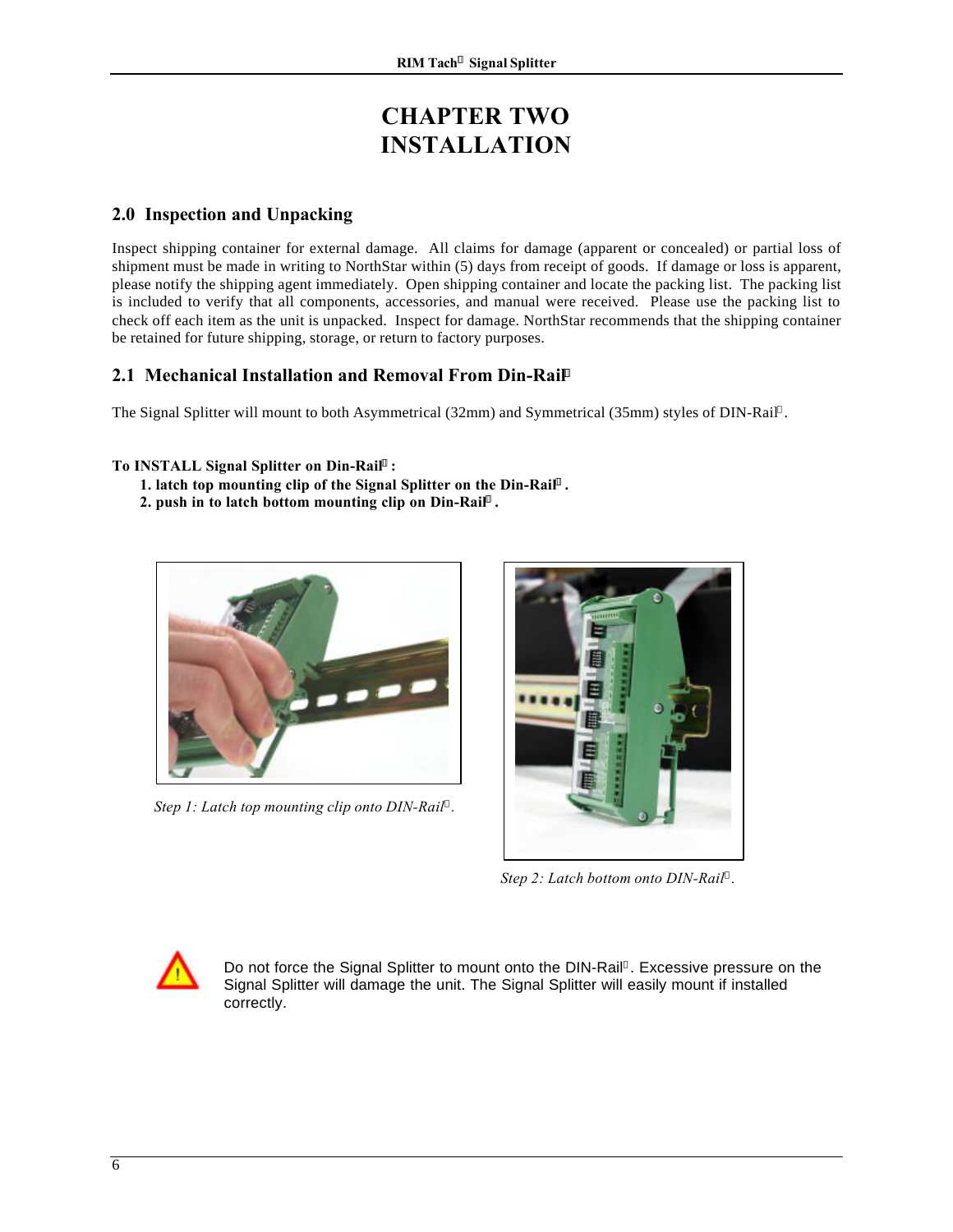# CHAPTER TWO
# INSTALLATION

## 2.0 Inspection and Unpacking

Inspect shipping container for external damage. All claims for damage (apparent or concealed) or partial loss of shipment must be made in writing to NorthStar within (5) days from receipt of goods. If damage or loss is apparent, please notify the shipping agent immediately. Open shipping container and locate the packing list. The packing list is included to verify that all components, accessories, and manual were received. Please use the packing list to check off each item as the unit is unpacked. Inspect for damage. NorthStar recommends that the shipping container be retained for future shipping, storage, or return to factory purposes.

## 2.1 Mechanical Installation and Removal From Din-Rail®

The Signal Splitter will mount to both Asymmetrical (32mm) and Symmetrical (35mm) styles of DIN-Rail®.

**To INSTALL Signal Splitter on Din-Rail® :**

1. **latch top mounting clip of the Signal Splitter on the Din-Rail® .**
2. **push in to latch bottom mounting clip on Din-Rail® .**

*Step 1: Latch top mounting clip onto DIN-Rail®.*

*Step 2: Latch bottom onto DIN-Rail®.*

Do not force the Signal Splitter to mount onto the DIN-Rail®. Excessive pressure on the Signal Splitter will damage the unit. The Signal Splitter will easily mount if installed correctly.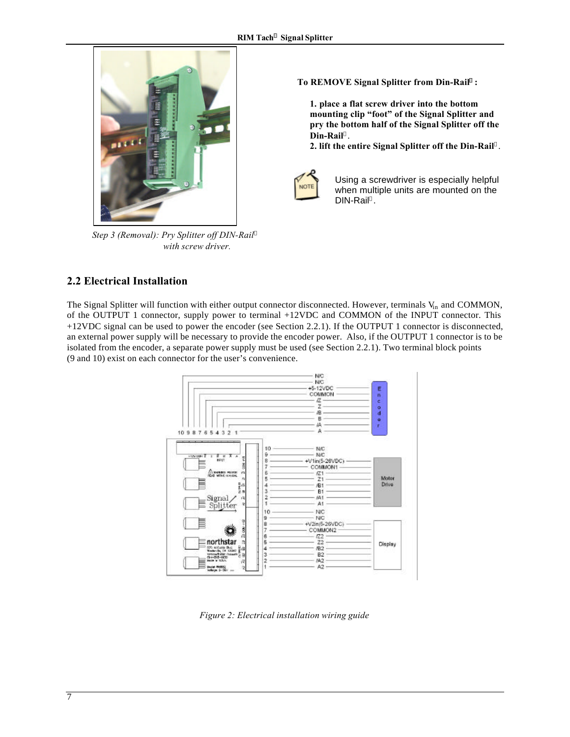*Step 3 (Removal): Pry Splitter off DIN-Rail®
with screw driver.*

**To REMOVE Signal Splitter from Din-Rail® :**

1. **place a flat screw driver into the bottom mounting clip "foot" of the Signal Splitter and pry the bottom half of the Signal Splitter off the Din-Rail®.**
2. **lift the entire Signal Splitter off the Din-Rail®.**

NOTE

Using a screwdriver is especially helpful when multiple units are mounted on the DIN-Rail®.

## 2.2 Electrical Installation

The Signal Splitter will function with either output connector disconnected. However, terminals $V_{in}$ and COMMON, of the OUTPUT 1 connector, supply power to terminal +12VDC and COMMON of the INPUT connector. This +12VDC signal can be used to power the encoder (see Section 2.2.1). If the OUTPUT 1 connector is disconnected, an external power supply will be necessary to provide the encoder power. Also, if the OUTPUT 1 connector is to be isolated from the encoder, a separate power supply must be used (see Section 2.2.1). Two terminal block points (9 and 10) exist on each connector for the user's convenience.

N/C
N/C
+5-12VDC
COMMON
/Z
Z
/B
B
/A
A
Encoder
10 9 8 7 6 5 4 3 2 1

10 N/C
9 N/C
8 +V1in(5-26VDC)
7 COMMON1
6 /Z1
5 Z1
4 /B1
3 B1
2 /A1
1 A1
Motor Drive

10 N/C
9 N/C
8 +V2in(5-26VDC)
7 COMMON2
6 /Z2
5 Z2
4 /B2
3 B2
2 /A2
1 A2
Display

*Figure 2: Electrical installation wiring guide*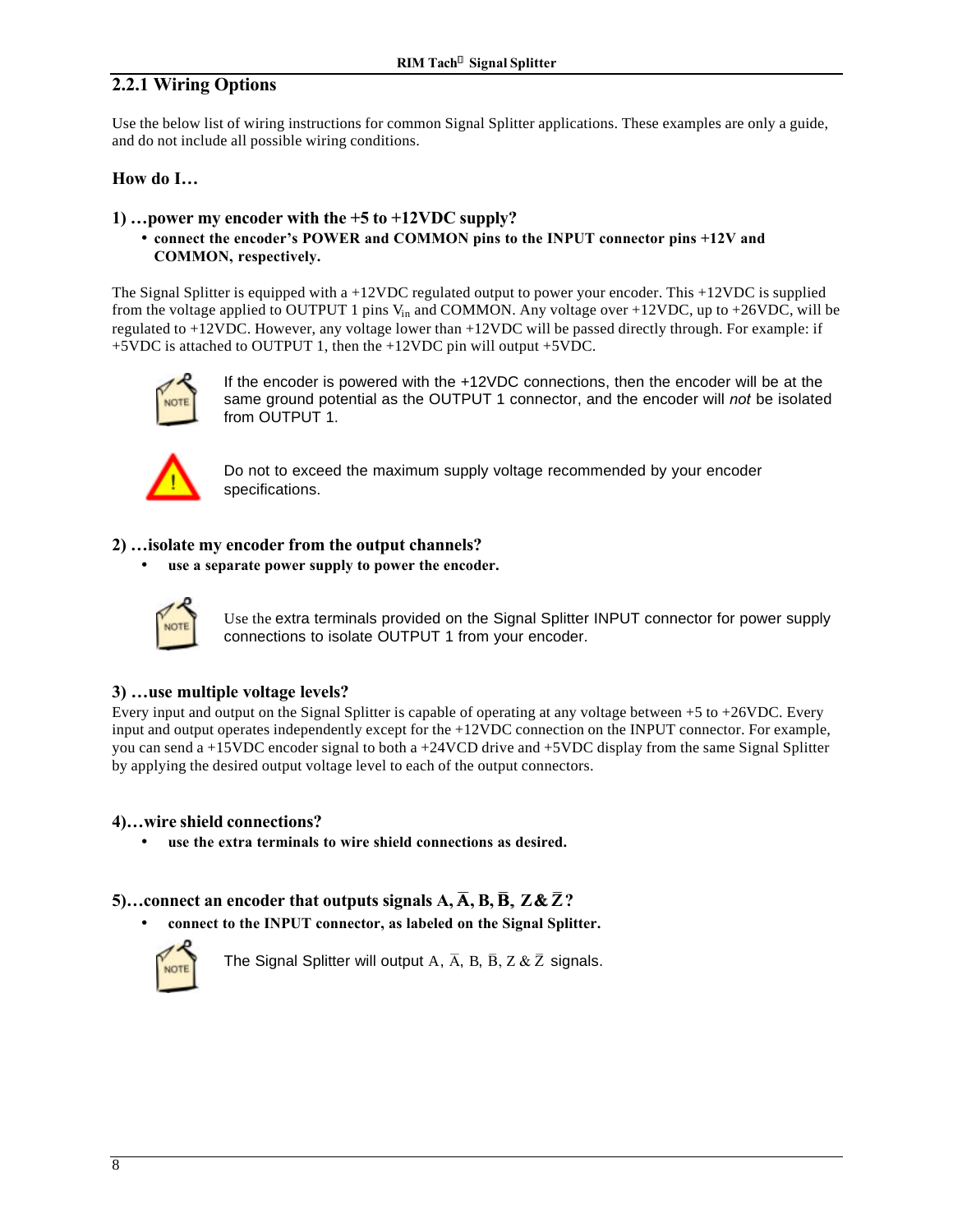## 2.2.1 Wiring Options

Use the below list of wiring instructions for common Signal Splitter applications. These examples are only a guide, and do not include all possible wiring conditions.

### How do I…

#### 1) …power my encoder with the +5 to +12VDC supply?

- **connect the encoder's POWER and COMMON pins to the INPUT connector pins +12V and COMMON, respectively.**

The Signal Splitter is equipped with a +12VDC regulated output to power your encoder. This +12VDC is supplied from the voltage applied to OUTPUT 1 pins $V_{in}$ and COMMON. Any voltage over +12VDC, up to +26VDC, will be regulated to +12VDC. However, any voltage lower than +12VDC will be passed directly through. For example: if +5VDC is attached to OUTPUT 1, then the +12VDC pin will output +5VDC.

NOTE: If the encoder is powered with the +12VDC connections, then the encoder will be at the same ground potential as the OUTPUT 1 connector, and the encoder will *not* be isolated from OUTPUT 1.

Do not to exceed the maximum supply voltage recommended by your encoder specifications.

#### 2) …isolate my encoder from the output channels?

- **use a separate power supply to power the encoder.**

NOTE: Use the extra terminals provided on the Signal Splitter INPUT connector for power supply connections to isolate OUTPUT 1 from your encoder.

#### 3) …use multiple voltage levels?

Every input and output on the Signal Splitter is capable of operating at any voltage between +5 to +26VDC. Every input and output operates independently except for the +12VDC connection on the INPUT connector. For example, you can send a +15VDC encoder signal to both a +24VCD drive and +5VDC display from the same Signal Splitter by applying the desired output voltage level to each of the output connectors.

#### 4)…wire shield connections?

- **use the extra terminals to wire shield connections as desired.**

#### 5)…connect an encoder that outputs signals A, $\overline{A}$, B, $\overline{B}$, Z & $\overline{Z}$?

- **connect to the INPUT connector, as labeled on the Signal Splitter.**

NOTE: The Signal Splitter will output A, $\overline{A}$, B, $\overline{B}$, Z & $\overline{Z}$ signals.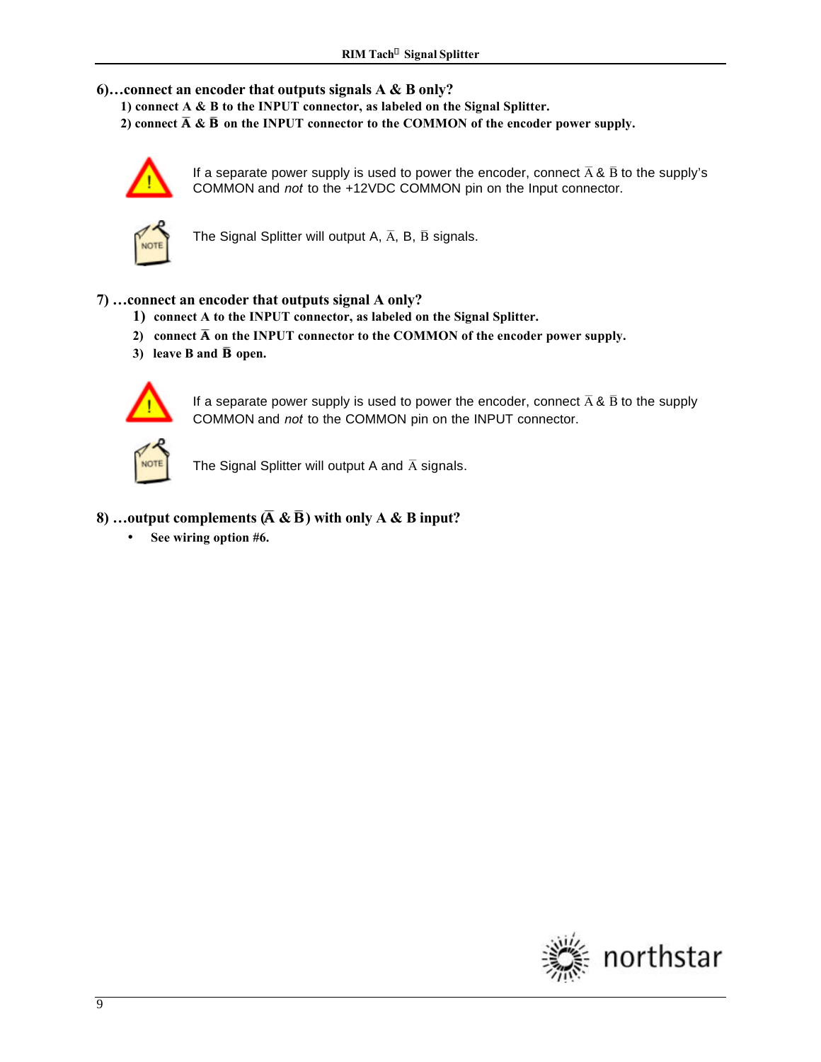### 6)…connect an encoder that outputs signals A & B only?

**1) connect A & B to the INPUT connector, as labeled on the Signal Splitter.**

**2) connect $\overline{A}$ & $\overline{B}$ on the INPUT connector to the COMMON of the encoder power supply.**

If a separate power supply is used to power the encoder, connect $\overline{A}$ & $\overline{B}$ to the supply's COMMON and *not* to the +12VDC COMMON pin on the Input connector.

The Signal Splitter will output A, $\overline{A}$, B, $\overline{B}$ signals.

### 7) …connect an encoder that outputs signal A only?

1) **connect A to the INPUT connector, as labeled on the Signal Splitter.**
2) **connect $\overline{A}$ on the INPUT connector to the COMMON of the encoder power supply.**
3) **leave B and $\overline{B}$ open.**

If a separate power supply is used to power the encoder, connect $\overline{A}$ & $\overline{B}$ to the supply COMMON and *not* to the COMMON pin on the INPUT connector.

The Signal Splitter will output A and $\overline{A}$ signals.

### 8) …output complements ($\overline{A}$ & $\overline{B}$) with only A & B input?

- **See wiring option #6.**